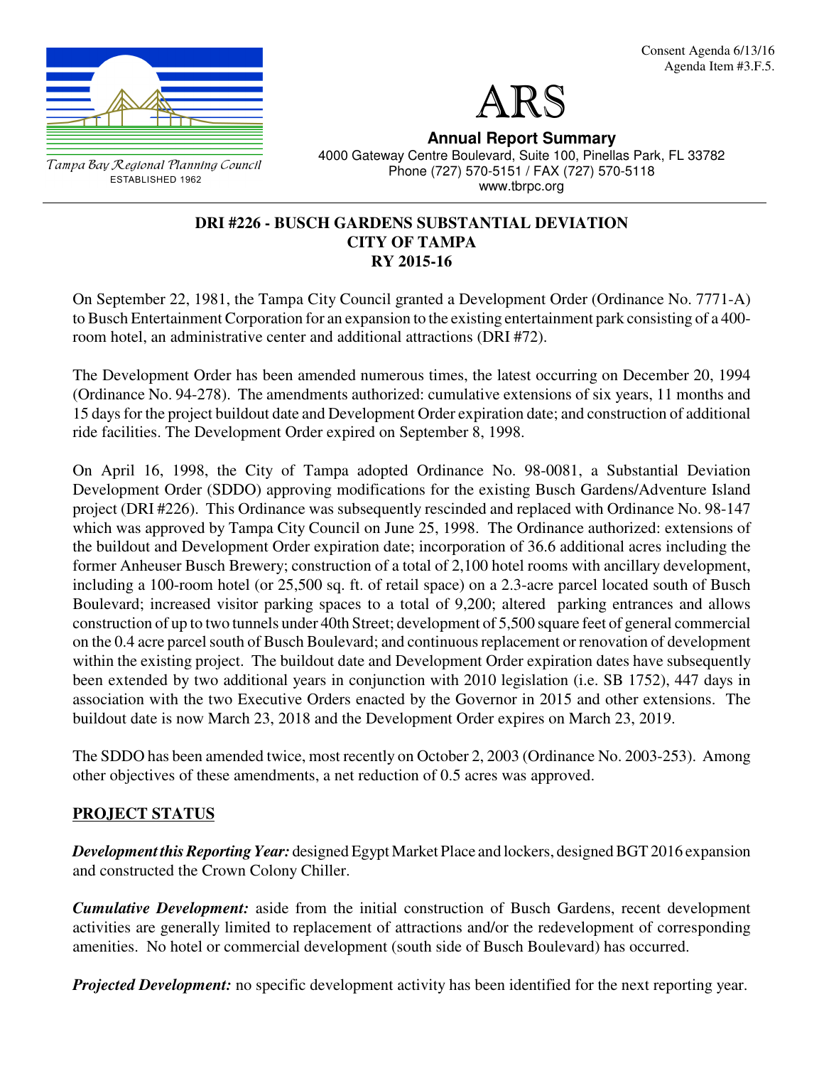Consent Agenda 6/13/16
Agenda Item #3.F.5.

Tampa Bay Regional Planning Council
ESTABLISHED 1962

# ARS

**Annual Report Summary**
4000 Gateway Centre Boulevard, Suite 100, Pinellas Park, FL 33782
Phone (727) 570-5151 / FAX (727) 570-5118
www.tbrpc.org

## DRI #226 - BUSCH GARDENS SUBSTANTIAL DEVIATION
## CITY OF TAMPA
## RY 2015-16

On September 22, 1981, the Tampa City Council granted a Development Order (Ordinance No. 7771-A) to Busch Entertainment Corporation for an expansion to the existing entertainment park consisting of a 400-room hotel, an administrative center and additional attractions (DRI #72).

The Development Order has been amended numerous times, the latest occurring on December 20, 1994 (Ordinance No. 94-278). The amendments authorized: cumulative extensions of six years, 11 months and 15 days for the project buildout date and Development Order expiration date; and construction of additional ride facilities. The Development Order expired on September 8, 1998.

On April 16, 1998, the City of Tampa adopted Ordinance No. 98-0081, a Substantial Deviation Development Order (SDDO) approving modifications for the existing Busch Gardens/Adventure Island project (DRI #226). This Ordinance was subsequently rescinded and replaced with Ordinance No. 98-147 which was approved by Tampa City Council on June 25, 1998. The Ordinance authorized: extensions of the buildout and Development Order expiration date; incorporation of 36.6 additional acres including the former Anheuser Busch Brewery; construction of a total of 2,100 hotel rooms with ancillary development, including a 100-room hotel (or 25,500 sq. ft. of retail space) on a 2.3-acre parcel located south of Busch Boulevard; increased visitor parking spaces to a total of 9,200; altered parking entrances and allows construction of up to two tunnels under 40th Street; development of 5,500 square feet of general commercial on the 0.4 acre parcel south of Busch Boulevard; and continuous replacement or renovation of development within the existing project. The buildout date and Development Order expiration dates have subsequently been extended by two additional years in conjunction with 2010 legislation (i.e. SB 1752), 447 days in association with the two Executive Orders enacted by the Governor in 2015 and other extensions. The buildout date is now March 23, 2018 and the Development Order expires on March 23, 2019.

The SDDO has been amended twice, most recently on October 2, 2003 (Ordinance No. 2003-253). Among other objectives of these amendments, a net reduction of 0.5 acres was approved.

## PROJECT STATUS

***Development this Reporting Year:*** designed Egypt Market Place and lockers, designed BGT 2016 expansion and constructed the Crown Colony Chiller.

***Cumulative Development:*** aside from the initial construction of Busch Gardens, recent development activities are generally limited to replacement of attractions and/or the redevelopment of corresponding amenities. No hotel or commercial development (south side of Busch Boulevard) has occurred.

***Projected Development:*** no specific development activity has been identified for the next reporting year.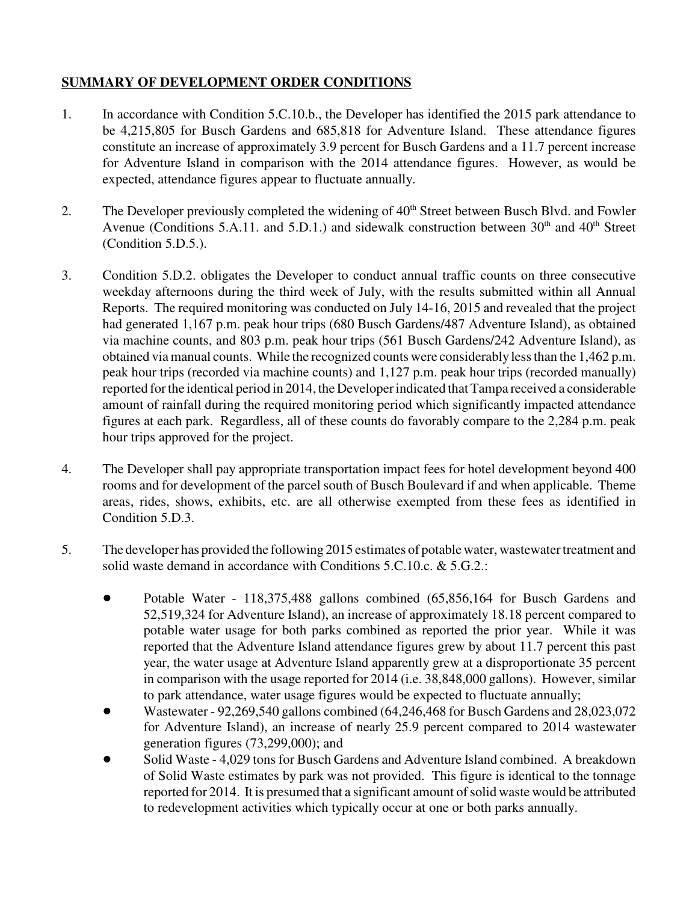**SUMMARY OF DEVELOPMENT ORDER CONDITIONS**

1. In accordance with Condition 5.C.10.b., the Developer has identified the 2015 park attendance to be 4,215,805 for Busch Gardens and 685,818 for Adventure Island. These attendance figures constitute an increase of approximately 3.9 percent for Busch Gardens and a 11.7 percent increase for Adventure Island in comparison with the 2014 attendance figures. However, as would be expected, attendance figures appear to fluctuate annually.

2. The Developer previously completed the widening of 40th Street between Busch Blvd. and Fowler Avenue (Conditions 5.A.11. and 5.D.1.) and sidewalk construction between 30th and 40th Street (Condition 5.D.5.).

3. Condition 5.D.2. obligates the Developer to conduct annual traffic counts on three consecutive weekday afternoons during the third week of July, with the results submitted within all Annual Reports. The required monitoring was conducted on July 14-16, 2015 and revealed that the project had generated 1,167 p.m. peak hour trips (680 Busch Gardens/487 Adventure Island), as obtained via machine counts, and 803 p.m. peak hour trips (561 Busch Gardens/242 Adventure Island), as obtained via manual counts. While the recognized counts were considerably less than the 1,462 p.m. peak hour trips (recorded via machine counts) and 1,127 p.m. peak hour trips (recorded manually) reported for the identical period in 2014, the Developer indicated that Tampa received a considerable amount of rainfall during the required monitoring period which significantly impacted attendance figures at each park. Regardless, all of these counts do favorably compare to the 2,284 p.m. peak hour trips approved for the project.

4. The Developer shall pay appropriate transportation impact fees for hotel development beyond 400 rooms and for development of the parcel south of Busch Boulevard if and when applicable. Theme areas, rides, shows, exhibits, etc. are all otherwise exempted from these fees as identified in Condition 5.D.3.

5. The developer has provided the following 2015 estimates of potable water, wastewater treatment and solid waste demand in accordance with Conditions 5.C.10.c. & 5.G.2.:

   - Potable Water - 118,375,488 gallons combined (65,856,164 for Busch Gardens and 52,519,324 for Adventure Island), an increase of approximately 18.18 percent compared to potable water usage for both parks combined as reported the prior year. While it was reported that the Adventure Island attendance figures grew by about 11.7 percent this past year, the water usage at Adventure Island apparently grew at a disproportionate 35 percent in comparison with the usage reported for 2014 (i.e. 38,848,000 gallons). However, similar to park attendance, water usage figures would be expected to fluctuate annually;
   - Wastewater - 92,269,540 gallons combined (64,246,468 for Busch Gardens and 28,023,072 for Adventure Island), an increase of nearly 25.9 percent compared to 2014 wastewater generation figures (73,299,000); and
   - Solid Waste - 4,029 tons for Busch Gardens and Adventure Island combined. A breakdown of Solid Waste estimates by park was not provided. This figure is identical to the tonnage reported for 2014. It is presumed that a significant amount of solid waste would be attributed to redevelopment activities which typically occur at one or both parks annually.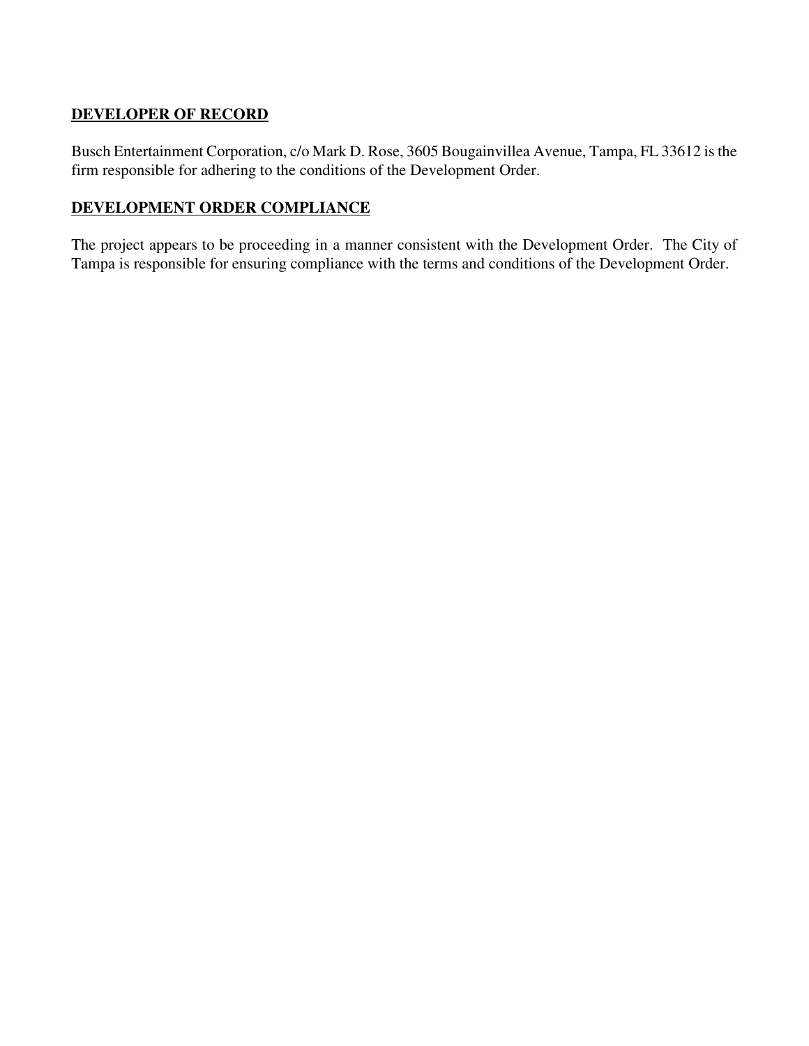## DEVELOPER OF RECORD

Busch Entertainment Corporation, c/o Mark D. Rose, 3605 Bougainvillea Avenue, Tampa, FL 33612 is the firm responsible for adhering to the conditions of the Development Order.

## DEVELOPMENT ORDER COMPLIANCE

The project appears to be proceeding in a manner consistent with the Development Order. The City of Tampa is responsible for ensuring compliance with the terms and conditions of the Development Order.